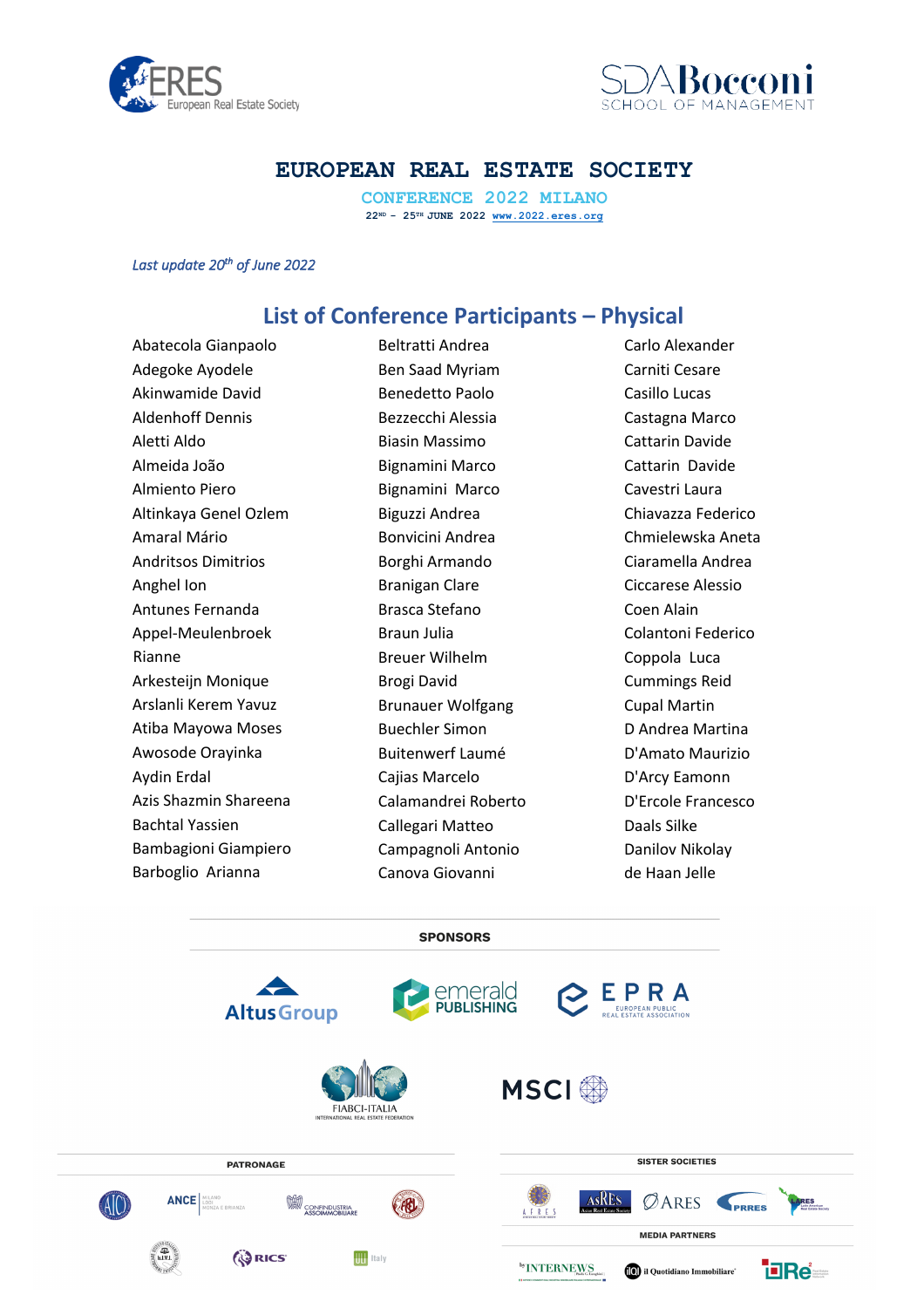# EUROPEAN REAL ESTATE SOCIETY

**CONFERENCE 2022 MILANO**

22ND – 25TH JUNE 2022 www.2022.eres.org

*Last update 20th of June 2022*

## List of Conference Participants – Physical

Abatecola Gianpaolo
Adegoke Ayodele
Akinwamide David
Aldenhoff Dennis
Aletti Aldo
Almeida João
Almiento Piero
Altinkaya Genel Ozlem
Amaral Mário
Andritsos Dimitrios
Anghel Ion
Antunes Fernanda
Appel-Meulenbroek Rianne
Arkesteijn Monique
Arslanli Kerem Yavuz
Atiba Mayowa Moses
Awosode Orayinka
Aydin Erdal
Azis Shazmin Shareena
Bachtal Yassien
Bambagioni Giampiero
Barboglio Arianna
Beltratti Andrea
Ben Saad Myriam
Benedetto Paolo
Bezzecchi Alessia
Biasin Massimo
Bignamini Marco
Bignamini Marco
Biguzzi Andrea
Bonvicini Andrea
Borghi Armando
Branigan Clare
Brasca Stefano
Braun Julia
Breuer Wilhelm
Brogi David
Brunauer Wolfgang
Buechler Simon
Buitenwerf Laumé
Cajias Marcelo
Calamandrei Roberto
Callegari Matteo
Campagnoli Antonio
Canova Giovanni
Carlo Alexander
Carniti Cesare
Casillo Lucas
Castagna Marco
Cattarin Davide
Cattarin Davide
Cavestri Laura
Chiavazza Federico
Chmielewska Aneta
Ciaramella Andrea
Ciccarese Alessio
Coen Alain
Colantoni Federico
Coppola Luca
Cummings Reid
Cupal Martin
D Andrea Martina
D'Amato Maurizio
D'Arcy Eamonn
D'Ercole Francesco
Daals Silke
Danilov Nikolay
de Haan Jelle

**SPONSORS**

**PATRONAGE**

**SISTER SOCIETIES**

**MEDIA PARTNERS**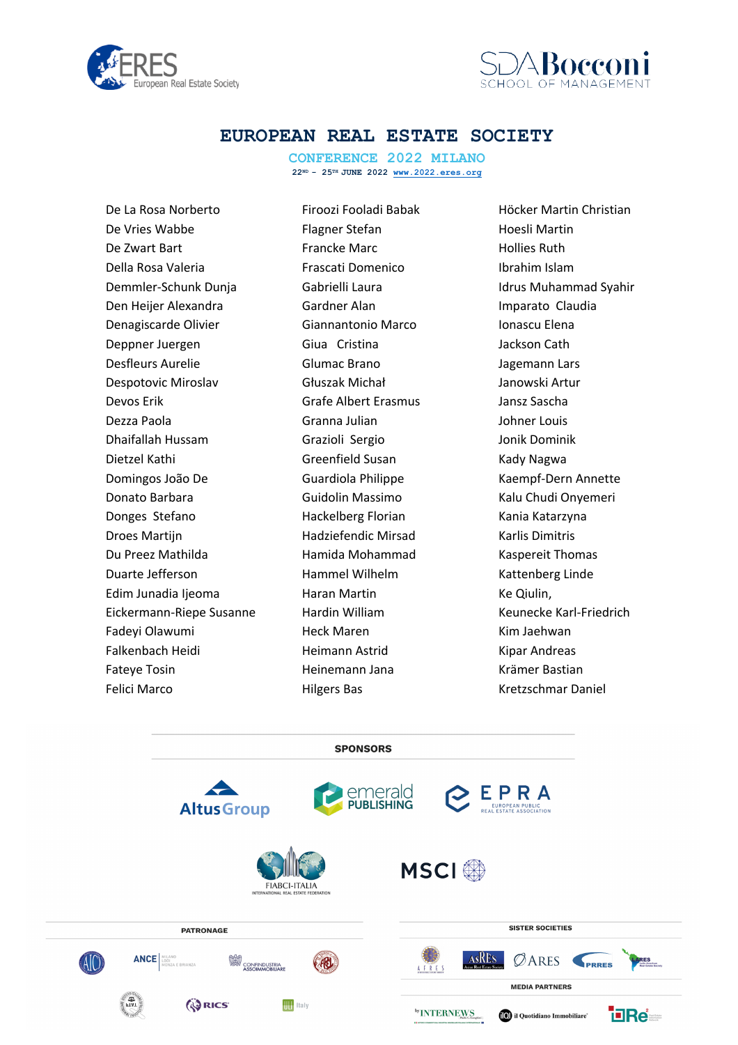# EUROPEAN REAL ESTATE SOCIETY

## CONFERENCE 2022 MILANO

22ND – 25TH JUNE 2022 www.2022.eres.org

De La Rosa Norberto
De Vries Wabbe
De Zwart Bart
Della Rosa Valeria
Demmler-Schunk Dunja
Den Heijer Alexandra
Denagiscarde Olivier
Deppner Juergen
Desfleurs Aurelie
Despotovic Miroslav
Devos Erik
Dezza Paola
Dhaifallah Hussam
Dietzel Kathi
Domingos João De
Donato Barbara
Donges Stefano
Droes Martijn
Du Preez Mathilda
Duarte Jefferson
Edim Junadia Ijeoma
Eickermann-Riepe Susanne
Fadeyi Olawumi
Falkenbach Heidi
Fateye Tosin
Felici Marco
Firoozi Fooladi Babak
Flagner Stefan
Francke Marc
Frascati Domenico
Gabrielli Laura
Gardner Alan
Giannantonio Marco
Giua Cristina
Glumac Brano
Głuszak Michał
Grafe Albert Erasmus
Granna Julian
Grazioli Sergio
Greenfield Susan
Guardiola Philippe
Guidolin Massimo
Hackelberg Florian
Hadziefendic Mirsad
Hamida Mohammad
Hammel Wilhelm
Haran Martin
Hardin William
Heck Maren
Heimann Astrid
Heinemann Jana
Hilgers Bas
Höcker Martin Christian
Hoesli Martin
Hollies Ruth
Ibrahim Islam
Idrus Muhammad Syahir
Imparato Claudia
Ionascu Elena
Jackson Cath
Jagemann Lars
Janowski Artur
Jansz Sascha
Johner Louis
Jonik Dominik
Kady Nagwa
Kaempf-Dern Annette
Kalu Chudi Onyemeri
Kania Katarzyna
Karlis Dimitris
Kaspereit Thomas
Kattenberg Linde
Ke Qiulin,
Keunecke Karl-Friedrich
Kim Jaehwan
Kipar Andreas
Krämer Bastian
Kretzschmar Daniel

**SPONSORS**

AltusGroup
emerald PUBLISHING
EPRA EUROPEAN PUBLIC REAL ESTATE ASSOCIATION
FIABCI-ITALIA INTERNATIONAL REAL ESTATE FEDERATION
MSCI

**PATRONAGE**

AICI
ANCE MILANO LODI MONZA E BRIANZA
CONFINDUSTRIA ASSOIMMOBILIARE
RICS
ULI Italy

**SISTER SOCIETIES**

AFRES
AsRES Asian Real Estate Society
ARES
PRRES
LARES

**MEDIA PARTNERS**

INTERNEWS
il Quotidiano Immobiliare
Re2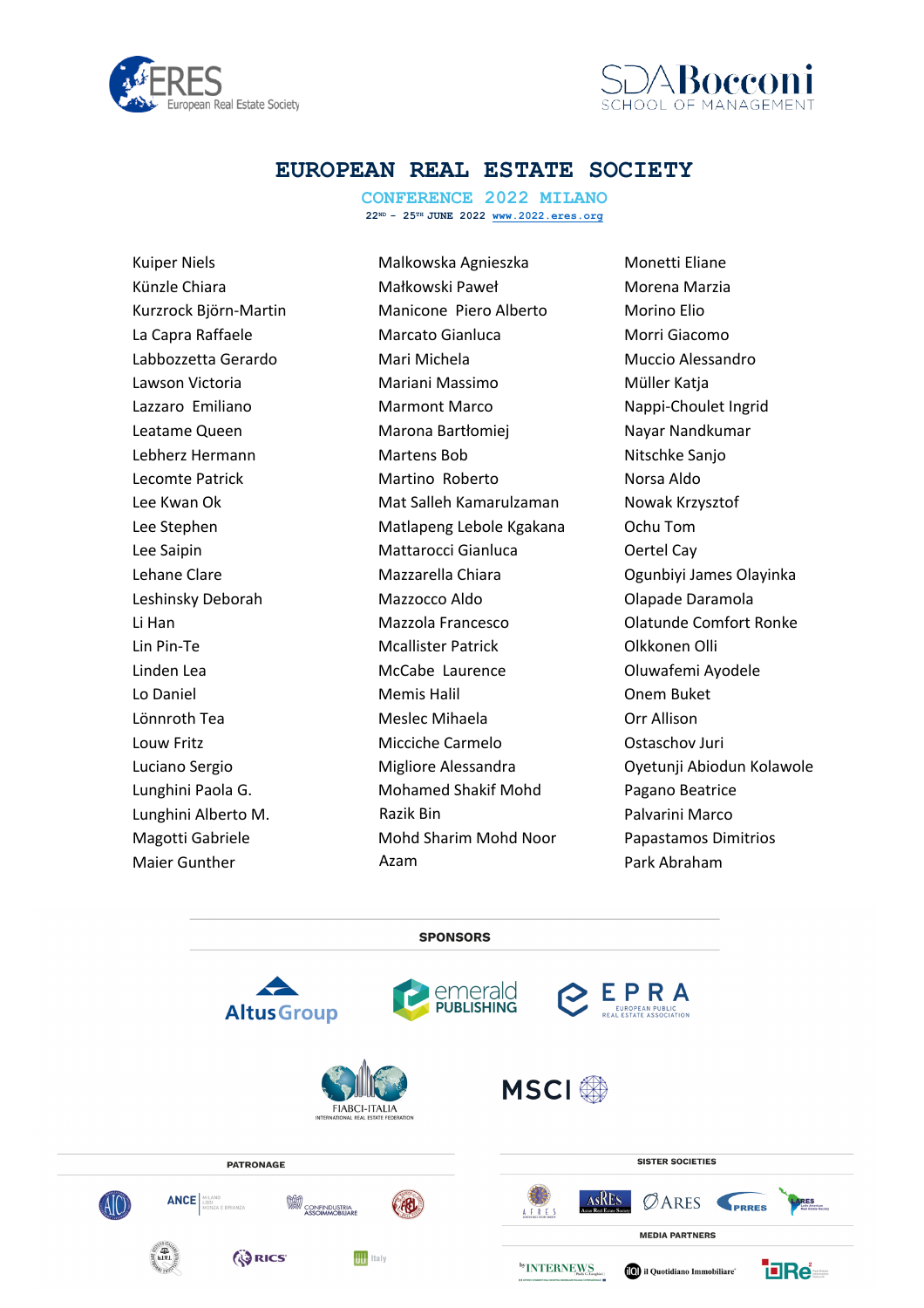# EUROPEAN REAL ESTATE SOCIETY

## CONFERENCE 2022 MILANO

22ND – 25TH JUNE 2022 www.2022.eres.org

Kuiper Niels
Künzle Chiara
Kurzrock Björn-Martin
La Capra Raffaele
Labbozzetta Gerardo
Lawson Victoria
Lazzaro Emiliano
Leatame Queen
Lebherz Hermann
Lecomte Patrick
Lee Kwan Ok
Lee Stephen
Lee Saipin
Lehane Clare
Leshinsky Deborah
Li Han
Lin Pin-Te
Linden Lea
Lo Daniel
Lönnroth Tea
Louw Fritz
Luciano Sergio
Lunghini Paola G.
Lunghini Alberto M.
Magotti Gabriele
Maier Gunther

Malkowska Agnieszka
Małkowski Paweł
Manicone Piero Alberto
Marcato Gianluca
Mari Michela
Mariani Massimo
Marmont Marco
Marona Bartłomiej
Martens Bob
Martino Roberto
Mat Salleh Kamarulzaman
Matlapeng Lebole Kgakana
Mattarocci Gianluca
Mazzarella Chiara
Mazzocco Aldo
Mazzola Francesco
Mcallister Patrick
McCabe Laurence
Memis Halil
Meslec Mihaela
Micciche Carmelo
Migliore Alessandra
Mohamed Shakif Mohd Razik Bin
Mohd Sharim Mohd Noor Azam

Monetti Eliane
Morena Marzia
Morino Elio
Morri Giacomo
Muccio Alessandro
Müller Katja
Nappi-Choulet Ingrid
Nayar Nandkumar
Nitschke Sanjo
Norsa Aldo
Nowak Krzysztof
Ochu Tom
Oertel Cay
Ogunbiyi James Olayinka
Olapade Daramola
Olatunde Comfort Ronke
Olkkonen Olli
Oluwafemi Ayodele
Onem Buket
Orr Allison
Ostaschov Juri
Oyetunji Abiodun Kolawole
Pagano Beatrice
Palvarini Marco
Papastamos Dimitrios
Park Abraham

**SPONSORS**

**PATRONAGE**

**SISTER SOCIETIES**

**MEDIA PARTNERS**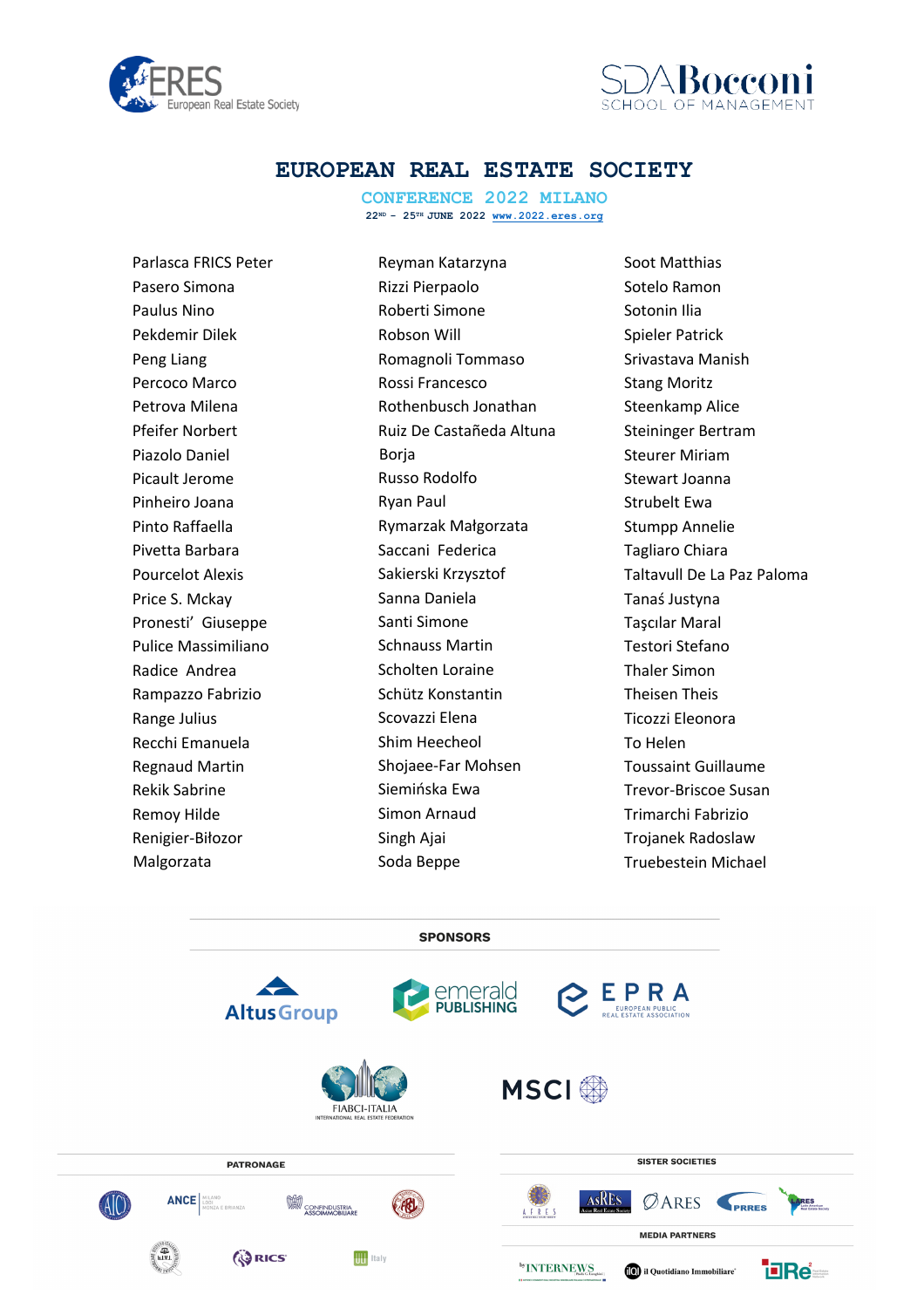# EUROPEAN REAL ESTATE SOCIETY

## CONFERENCE 2022 MILANO

22ND – 25TH JUNE 2022 www.2022.eres.org

Parlasca FRICS Peter
Pasero Simona
Paulus Nino
Pekdemir Dilek
Peng Liang
Percoco Marco
Petrova Milena
Pfeifer Norbert
Piazolo Daniel
Picault Jerome
Pinheiro Joana
Pinto Raffaella
Pivetta Barbara
Pourcelot Alexis
Price S. Mckay
Pronesti' Giuseppe
Pulice Massimiliano
Radice Andrea
Rampazzo Fabrizio
Range Julius
Recchi Emanuela
Regnaud Martin
Rekik Sabrine
Remoy Hilde
Renigier-Biłozor Malgorzata

Reyman Katarzyna
Rizzi Pierpaolo
Roberti Simone
Robson Will
Romagnoli Tommaso
Rossi Francesco
Rothenbusch Jonathan
Ruiz De Castañeda Altuna Borja
Russo Rodolfo
Ryan Paul
Rymarzak Małgorzata
Saccani Federica
Sakierski Krzysztof
Sanna Daniela
Santi Simone
Schnauss Martin
Scholten Loraine
Schütz Konstantin
Scovazzi Elena
Shim Heecheol
Shojaee-Far Mohsen
Siemińska Ewa
Simon Arnaud
Singh Ajai
Soda Beppe

Soot Matthias
Sotelo Ramon
Sotonin Ilia
Spieler Patrick
Srivastava Manish
Stang Moritz
Steenkamp Alice
Steininger Bertram
Steurer Miriam
Stewart Joanna
Strubelt Ewa
Stumpp Annelie
Tagliaro Chiara
Taltavull De La Paz Paloma
Tanaś Justyna
Taşcılar Maral
Testori Stefano
Thaler Simon
Theisen Theis
Ticozzi Eleonora
To Helen
Toussaint Guillaume
Trevor-Briscoe Susan
Trimarchi Fabrizio
Trojanek Radoslaw
Truebestein Michael

**SPONSORS**

**PATRONAGE**

**SISTER SOCIETIES**

**MEDIA PARTNERS**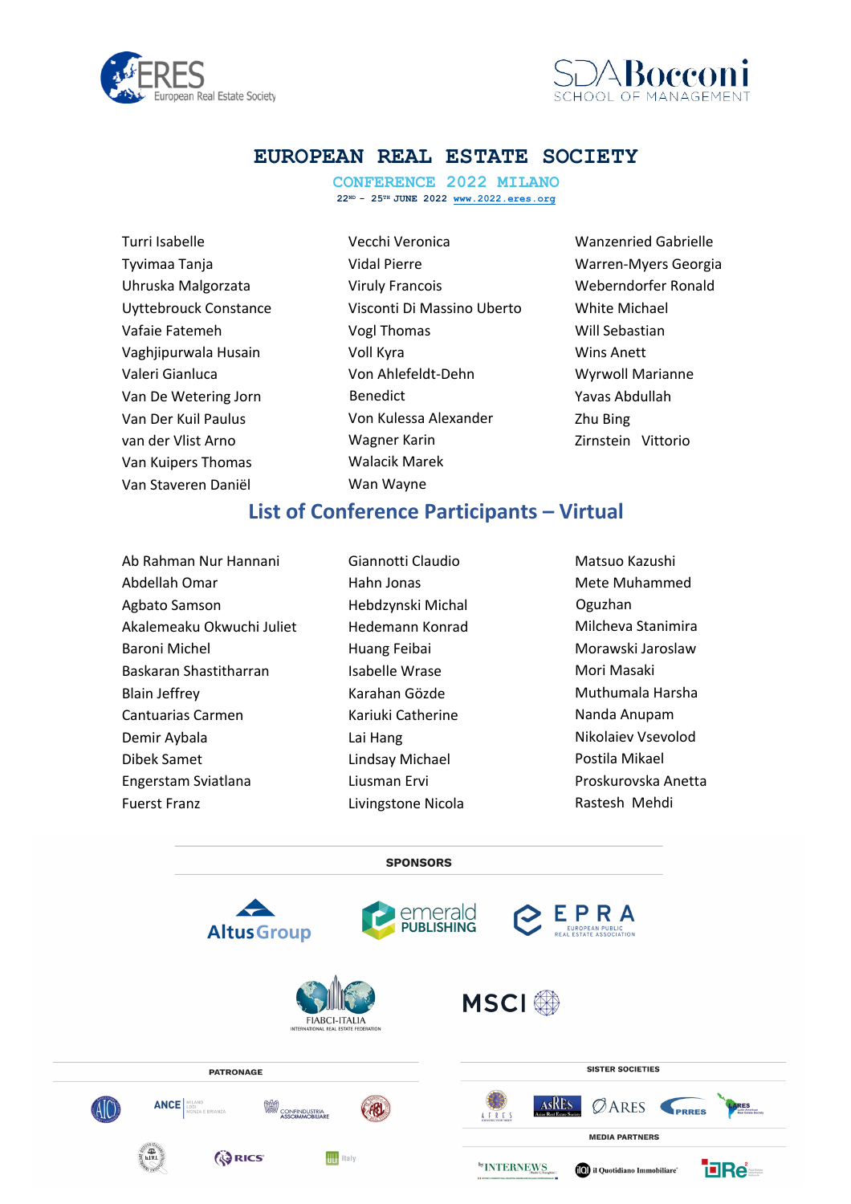# EUROPEAN REAL ESTATE SOCIETY

**CONFERENCE 2022 MILANO**

**22ND – 25TH JUNE 2022 www.2022.eres.org**

Turri Isabelle
Tyvimaa Tanja
Uhruska Malgorzata
Uyttebrouck Constance
Vafaie Fatemeh
Vaghjipurwala Husain
Valeri Gianluca
Van De Wetering Jorn
Van Der Kuil Paulus
van der Vlist Arno
Van Kuipers Thomas
Van Staveren Daniël
Vecchi Veronica
Vidal Pierre
Viruly Francois
Visconti Di Massino Uberto
Vogl Thomas
Voll Kyra
Von Ahlefeldt-Dehn Benedict
Von Kulessa Alexander
Wagner Karin
Walacik Marek
Wan Wayne
Wanzenried Gabrielle
Warren-Myers Georgia
Weberndorfer Ronald
White Michael
Will Sebastian
Wins Anett
Wyrwoll Marianne
Yavas Abdullah
Zhu Bing
Zirnstein Vittorio

## List of Conference Participants – Virtual

Ab Rahman Nur Hannani
Abdellah Omar
Agbato Samson
Akalemeaku Okwuchi Juliet
Baroni Michel
Baskaran Shastitharran
Blain Jeffrey
Cantuarias Carmen
Demir Aybala
Dibek Samet
Engerstam Sviatlana
Fuerst Franz
Giannotti Claudio
Hahn Jonas
Hebdzynski Michal
Hedemann Konrad
Huang Feibai
Isabelle Wrase
Karahan Gözde
Kariuki Catherine
Lai Hang
Lindsay Michael
Liusman Ervi
Livingstone Nicola
Matsuo Kazushi
Mete Muhammed Oguzhan
Milcheva Stanimira
Morawski Jaroslaw
Mori Masaki
Muthumala Harsha
Nanda Anupam
Nikolaiev Vsevolod
Postila Mikael
Proskurovska Anetta
Rastesh Mehdi

**SPONSORS**

**PATRONAGE**

**SISTER SOCIETIES**

**MEDIA PARTNERS**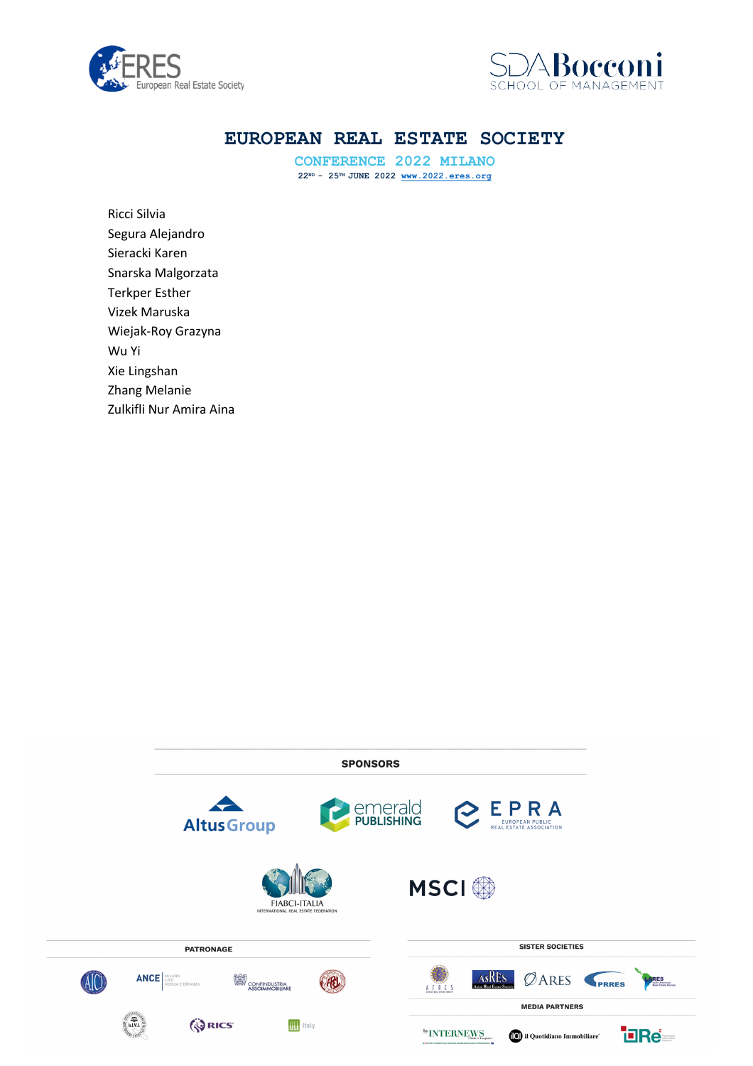Ricci Silvia
Segura Alejandro
Sieracki Karen
Snarska Malgorzata
Terkper Esther
Vizek Maruska
Wiejak-Roy Grazyna
Wu Yi
Xie Lingshan
Zhang Melanie
Zulkifli Nur Amira Aina

SPONSORS

PATRONAGE

SISTER SOCIETIES

MEDIA PARTNERS